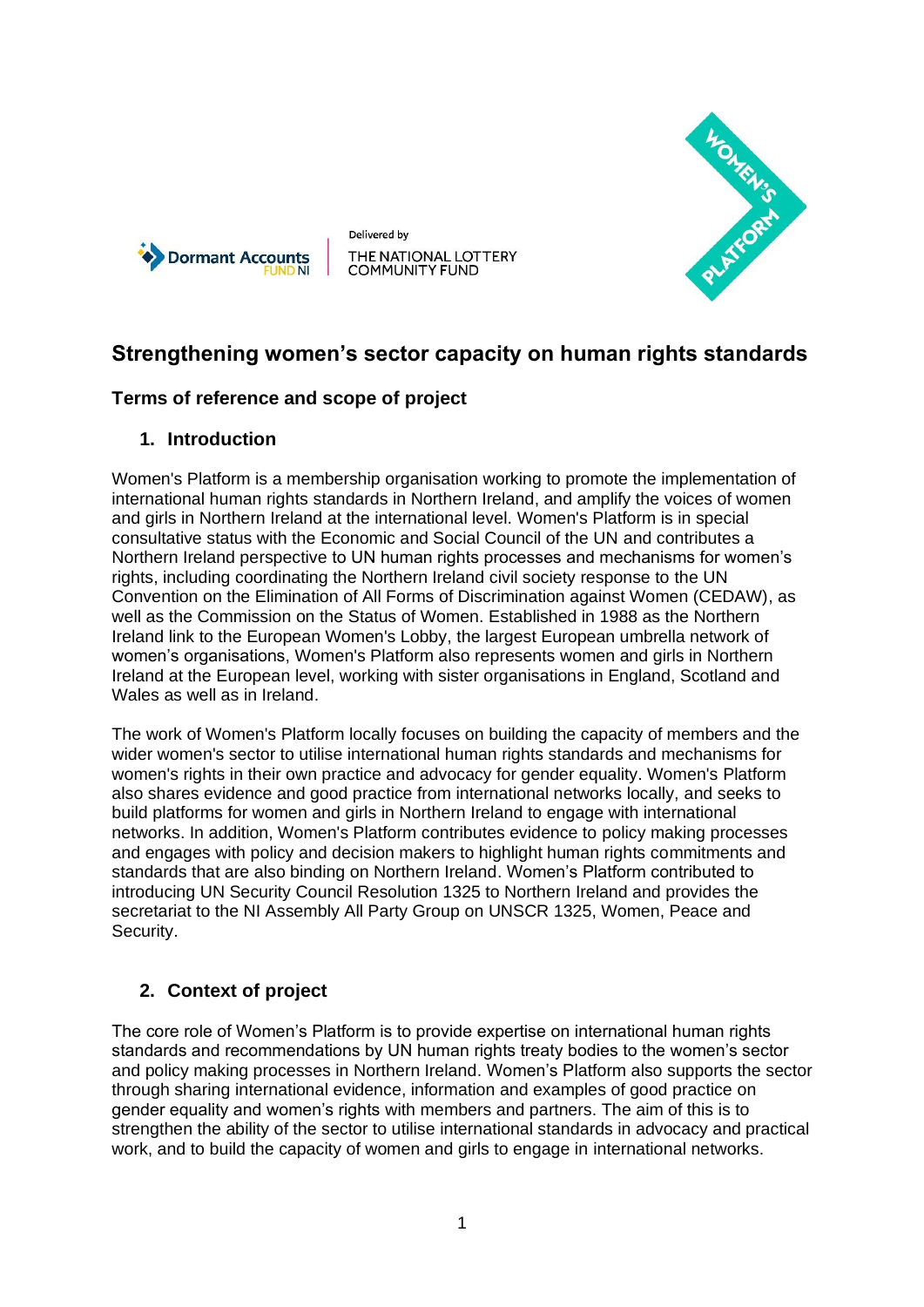Dormant Accounts FUND NI | Delivered by THE NATIONAL LOTTERY COMMUNITY FUND

WOMEN'S PLATFORM

# Strengthening women's sector capacity on human rights standards

## Terms of reference and scope of project

### 1. Introduction

Women's Platform is a membership organisation working to promote the implementation of international human rights standards in Northern Ireland, and amplify the voices of women and girls in Northern Ireland at the international level. Women's Platform is in special consultative status with the Economic and Social Council of the UN and contributes a Northern Ireland perspective to UN human rights processes and mechanisms for women's rights, including coordinating the Northern Ireland civil society response to the UN Convention on the Elimination of All Forms of Discrimination against Women (CEDAW), as well as the Commission on the Status of Women. Established in 1988 as the Northern Ireland link to the European Women's Lobby, the largest European umbrella network of women's organisations, Women's Platform also represents women and girls in Northern Ireland at the European level, working with sister organisations in England, Scotland and Wales as well as in Ireland.

The work of Women's Platform locally focuses on building the capacity of members and the wider women's sector to utilise international human rights standards and mechanisms for women's rights in their own practice and advocacy for gender equality. Women's Platform also shares evidence and good practice from international networks locally, and seeks to build platforms for women and girls in Northern Ireland to engage with international networks. In addition, Women's Platform contributes evidence to policy making processes and engages with policy and decision makers to highlight human rights commitments and standards that are also binding on Northern Ireland. Women's Platform contributed to introducing UN Security Council Resolution 1325 to Northern Ireland and provides the secretariat to the NI Assembly All Party Group on UNSCR 1325, Women, Peace and Security.

### 2. Context of project

The core role of Women's Platform is to provide expertise on international human rights standards and recommendations by UN human rights treaty bodies to the women's sector and policy making processes in Northern Ireland. Women's Platform also supports the sector through sharing international evidence, information and examples of good practice on gender equality and women's rights with members and partners. The aim of this is to strengthen the ability of the sector to utilise international standards in advocacy and practical work, and to build the capacity of women and girls to engage in international networks.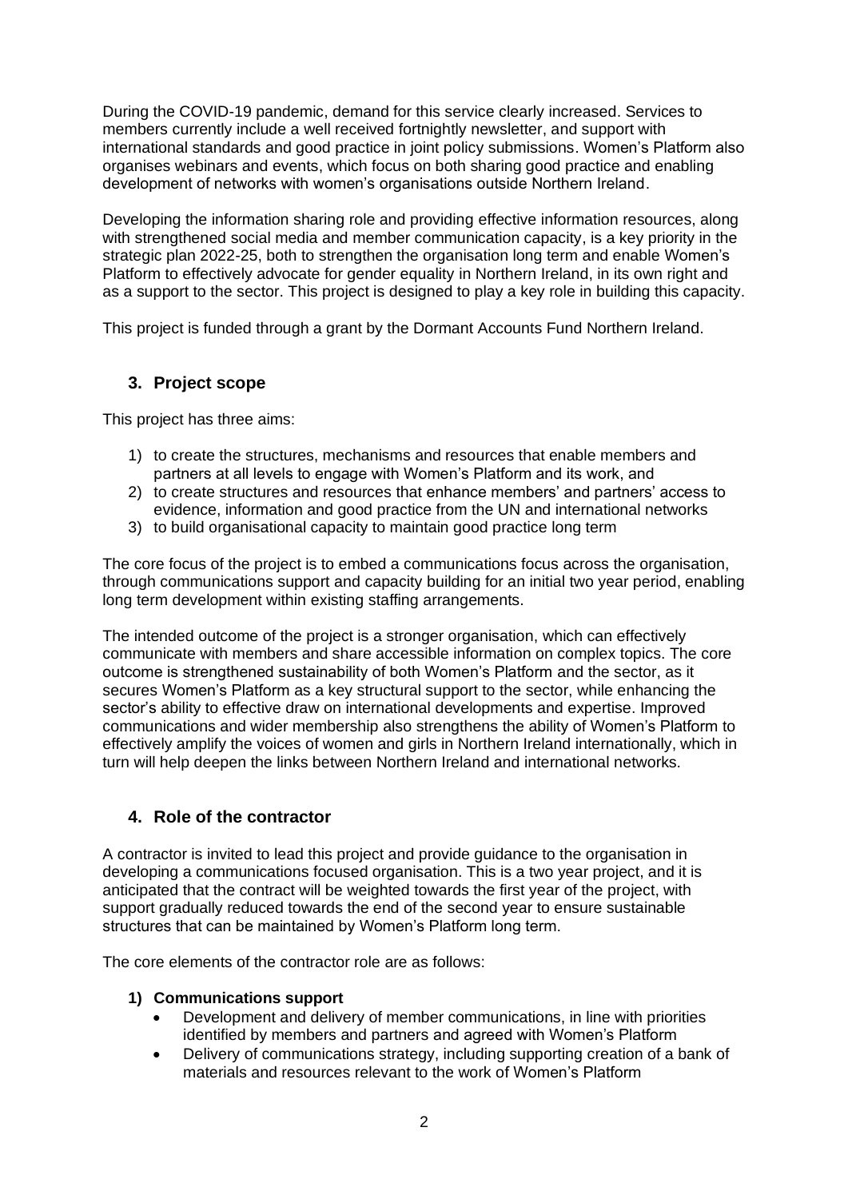During the COVID-19 pandemic, demand for this service clearly increased. Services to members currently include a well received fortnightly newsletter, and support with international standards and good practice in joint policy submissions. Women's Platform also organises webinars and events, which focus on both sharing good practice and enabling development of networks with women's organisations outside Northern Ireland.

Developing the information sharing role and providing effective information resources, along with strengthened social media and member communication capacity, is a key priority in the strategic plan 2022-25, both to strengthen the organisation long term and enable Women's Platform to effectively advocate for gender equality in Northern Ireland, in its own right and as a support to the sector. This project is designed to play a key role in building this capacity.

This project is funded through a grant by the Dormant Accounts Fund Northern Ireland.

## 3. Project scope

This project has three aims:

1) to create the structures, mechanisms and resources that enable members and partners at all levels to engage with Women's Platform and its work, and
2) to create structures and resources that enhance members' and partners' access to evidence, information and good practice from the UN and international networks
3) to build organisational capacity to maintain good practice long term

The core focus of the project is to embed a communications focus across the organisation, through communications support and capacity building for an initial two year period, enabling long term development within existing staffing arrangements.

The intended outcome of the project is a stronger organisation, which can effectively communicate with members and share accessible information on complex topics. The core outcome is strengthened sustainability of both Women's Platform and the sector, as it secures Women's Platform as a key structural support to the sector, while enhancing the sector's ability to effective draw on international developments and expertise. Improved communications and wider membership also strengthens the ability of Women's Platform to effectively amplify the voices of women and girls in Northern Ireland internationally, which in turn will help deepen the links between Northern Ireland and international networks.

## 4. Role of the contractor

A contractor is invited to lead this project and provide guidance to the organisation in developing a communications focused organisation. This is a two year project, and it is anticipated that the contract will be weighted towards the first year of the project, with support gradually reduced towards the end of the second year to ensure sustainable structures that can be maintained by Women's Platform long term.

The core elements of the contractor role are as follows:

**1) Communications support**

- Development and delivery of member communications, in line with priorities identified by members and partners and agreed with Women's Platform
- Delivery of communications strategy, including supporting creation of a bank of materials and resources relevant to the work of Women's Platform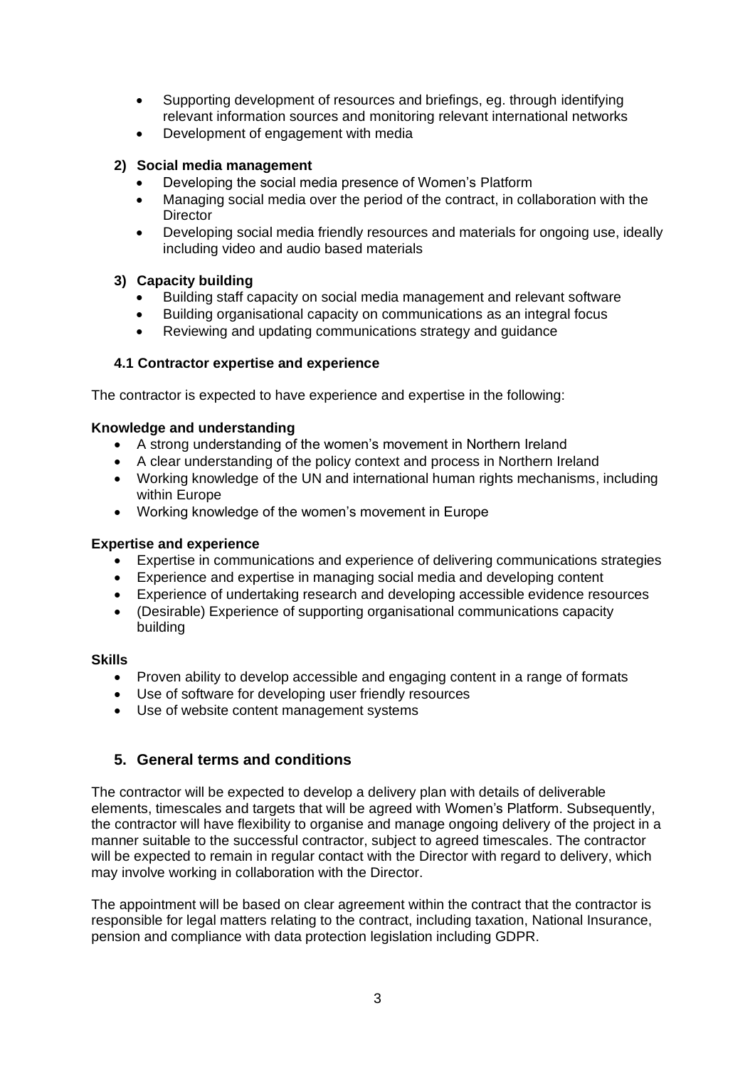- Supporting development of resources and briefings, eg. through identifying relevant information sources and monitoring relevant international networks
- Development of engagement with media

**2) Social media management**

- Developing the social media presence of Women's Platform
- Managing social media over the period of the contract, in collaboration with the Director
- Developing social media friendly resources and materials for ongoing use, ideally including video and audio based materials

**3) Capacity building**

- Building staff capacity on social media management and relevant software
- Building organisational capacity on communications as an integral focus
- Reviewing and updating communications strategy and guidance

### 4.1 Contractor expertise and experience

The contractor is expected to have experience and expertise in the following:

**Knowledge and understanding**

- A strong understanding of the women's movement in Northern Ireland
- A clear understanding of the policy context and process in Northern Ireland
- Working knowledge of the UN and international human rights mechanisms, including within Europe
- Working knowledge of the women's movement in Europe

**Expertise and experience**

- Expertise in communications and experience of delivering communications strategies
- Experience and expertise in managing social media and developing content
- Experience of undertaking research and developing accessible evidence resources
- (Desirable) Experience of supporting organisational communications capacity building

**Skills**

- Proven ability to develop accessible and engaging content in a range of formats
- Use of software for developing user friendly resources
- Use of website content management systems

## 5. General terms and conditions

The contractor will be expected to develop a delivery plan with details of deliverable elements, timescales and targets that will be agreed with Women's Platform. Subsequently, the contractor will have flexibility to organise and manage ongoing delivery of the project in a manner suitable to the successful contractor, subject to agreed timescales. The contractor will be expected to remain in regular contact with the Director with regard to delivery, which may involve working in collaboration with the Director.

The appointment will be based on clear agreement within the contract that the contractor is responsible for legal matters relating to the contract, including taxation, National Insurance, pension and compliance with data protection legislation including GDPR.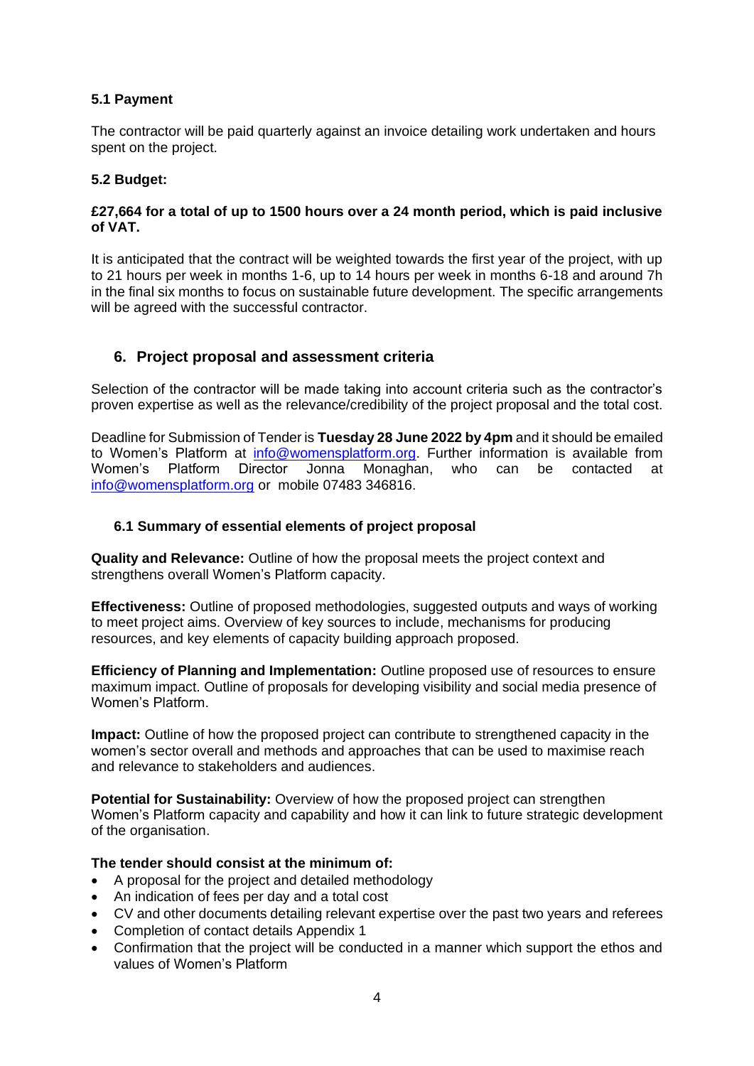### 5.1 Payment

The contractor will be paid quarterly against an invoice detailing work undertaken and hours spent on the project.

### 5.2 Budget:

**£27,664 for a total of up to 1500 hours over a 24 month period, which is paid inclusive of VAT.**

It is anticipated that the contract will be weighted towards the first year of the project, with up to 21 hours per week in months 1-6, up to 14 hours per week in months 6-18 and around 7h in the final six months to focus on sustainable future development. The specific arrangements will be agreed with the successful contractor.

## 6. Project proposal and assessment criteria

Selection of the contractor will be made taking into account criteria such as the contractor's proven expertise as well as the relevance/credibility of the project proposal and the total cost.

Deadline for Submission of Tender is **Tuesday 28 June 2022 by 4pm** and it should be emailed to Women's Platform at [info@womensplatform.org](mailto:info@womensplatform.org). Further information is available from Women's Platform Director Jonna Monaghan, who can be contacted at [info@womensplatform.org](mailto:info@womensplatform.org) or mobile 07483 346816.

### 6.1 Summary of essential elements of project proposal

**Quality and Relevance:** Outline of how the proposal meets the project context and strengthens overall Women's Platform capacity.

**Effectiveness:** Outline of proposed methodologies, suggested outputs and ways of working to meet project aims. Overview of key sources to include, mechanisms for producing resources, and key elements of capacity building approach proposed.

**Efficiency of Planning and Implementation:** Outline proposed use of resources to ensure maximum impact. Outline of proposals for developing visibility and social media presence of Women's Platform.

**Impact:** Outline of how the proposed project can contribute to strengthened capacity in the women's sector overall and methods and approaches that can be used to maximise reach and relevance to stakeholders and audiences.

**Potential for Sustainability:** Overview of how the proposed project can strengthen Women's Platform capacity and capability and how it can link to future strategic development of the organisation.

**The tender should consist at the minimum of:**

- A proposal for the project and detailed methodology
- An indication of fees per day and a total cost
- CV and other documents detailing relevant expertise over the past two years and referees
- Completion of contact details Appendix 1
- Confirmation that the project will be conducted in a manner which support the ethos and values of Women's Platform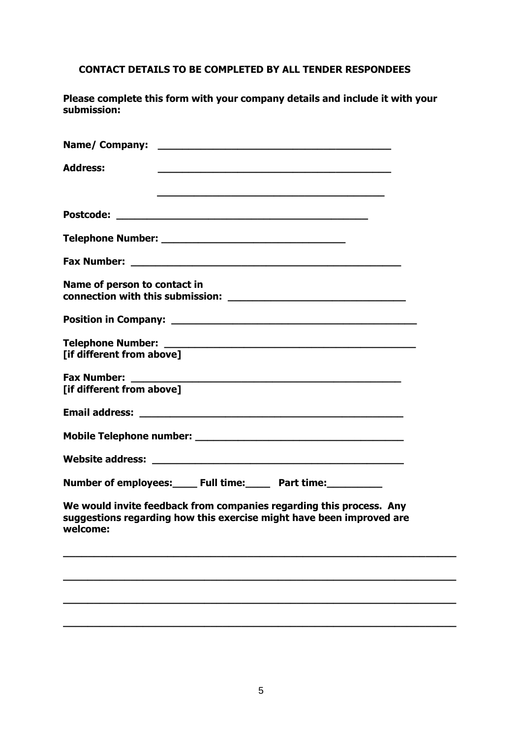**CONTACT DETAILS TO BE COMPLETED BY ALL TENDER RESPONDEES**

**Please complete this form with your company details and include it with your submission:**

**Name/ Company:** ________________________________________

**Address:** ________________________________________

________________________________________

**Postcode:** ____________________________________________

**Telephone Number:** ________________________________

**Fax Number:** _______________________________________________

**Name of person to contact in connection with this submission:** ______________________________

**Position in Company:** __________________________________________

**Telephone Number:** __________________________________________
**[if different from above]**

**Fax Number:** _______________________________________________
**[if different from above]**

**Email address:** ____________________________________________

**Mobile Telephone number:** ____________________________________

**Website address:** ____________________________________________

**Number of employees:**\_\_\_\_ **Full time:**\_\_\_\_ **Part time:**\_\_\_\_\_\_\_\_\_

**We would invite feedback from companies regarding this process. Any suggestions regarding how this exercise might have been improved are welcome:**

______________________________________________________________________

______________________________________________________________________

______________________________________________________________________

______________________________________________________________________